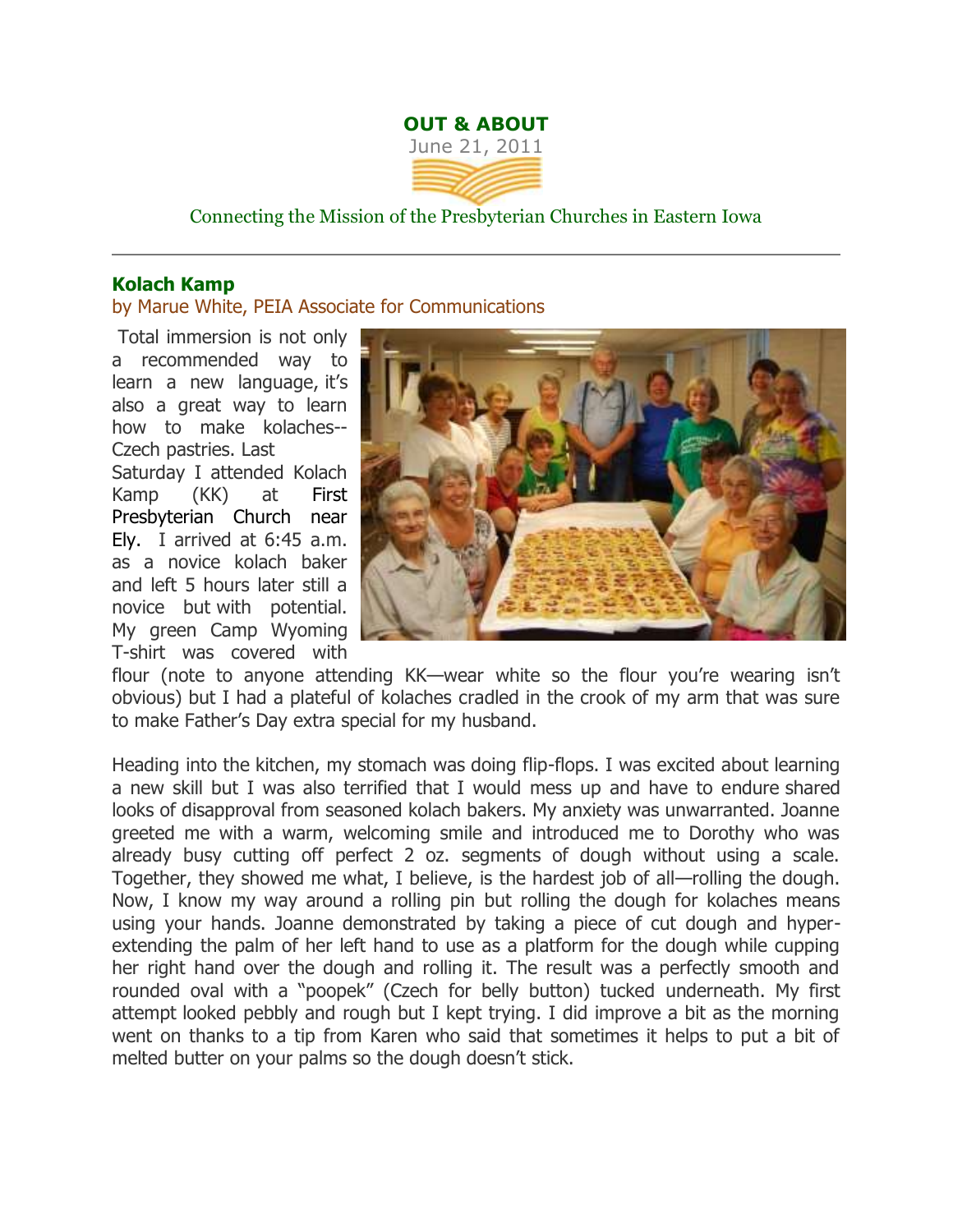# OUT & ABOUT

June 21, 2011

Connecting the Mission of the Presbyterian Churches in Eastern Iowa

---

## Kolach Kamp

by Marue White, PEIA Associate for Communications

Total immersion is not only a recommended way to learn a new language, it's also a great way to learn how to make kolaches--Czech pastries. Last Saturday I attended Kolach Kamp (KK) at First Presbyterian Church near Ely. I arrived at 6:45 a.m. as a novice kolach baker and left 5 hours later still a novice but with potential. My green Camp Wyoming T-shirt was covered with flour (note to anyone attending KK—wear white so the flour you're wearing isn't obvious) but I had a plateful of kolaches cradled in the crook of my arm that was sure to make Father's Day extra special for my husband.

Heading into the kitchen, my stomach was doing flip-flops. I was excited about learning a new skill but I was also terrified that I would mess up and have to endure shared looks of disapproval from seasoned kolach bakers. My anxiety was unwarranted. Joanne greeted me with a warm, welcoming smile and introduced me to Dorothy who was already busy cutting off perfect 2 oz. segments of dough without using a scale. Together, they showed me what, I believe, is the hardest job of all—rolling the dough. Now, I know my way around a rolling pin but rolling the dough for kolaches means using your hands. Joanne demonstrated by taking a piece of cut dough and hyper-extending the palm of her left hand to use as a platform for the dough while cupping her right hand over the dough and rolling it. The result was a perfectly smooth and rounded oval with a "poopek" (Czech for belly button) tucked underneath. My first attempt looked pebbly and rough but I kept trying. I did improve a bit as the morning went on thanks to a tip from Karen who said that sometimes it helps to put a bit of melted butter on your palms so the dough doesn't stick.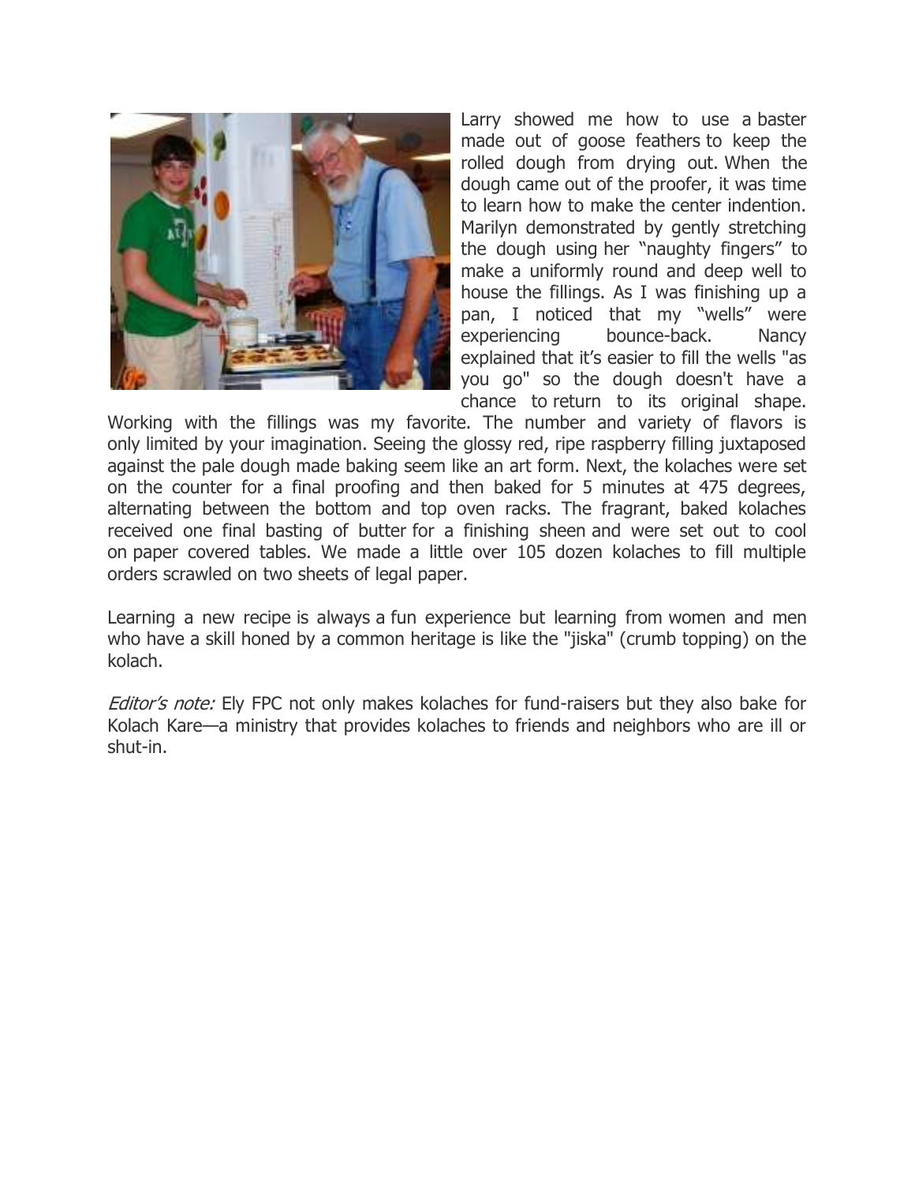Larry showed me how to use a baster made out of goose feathers to keep the rolled dough from drying out. When the dough came out of the proofer, it was time to learn how to make the center indention. Marilyn demonstrated by gently stretching the dough using her "naughty fingers" to make a uniformly round and deep well to house the fillings. As I was finishing up a pan, I noticed that my "wells" were experiencing bounce-back. Nancy explained that it's easier to fill the wells "as you go" so the dough doesn't have a chance to return to its original shape. Working with the fillings was my favorite. The number and variety of flavors is only limited by your imagination. Seeing the glossy red, ripe raspberry filling juxtaposed against the pale dough made baking seem like an art form. Next, the kolaches were set on the counter for a final proofing and then baked for 5 minutes at 475 degrees, alternating between the bottom and top oven racks. The fragrant, baked kolaches received one final basting of butter for a finishing sheen and were set out to cool on paper covered tables. We made a little over 105 dozen kolaches to fill multiple orders scrawled on two sheets of legal paper.

Learning a new recipe is always a fun experience but learning from women and men who have a skill honed by a common heritage is like the "jiska" (crumb topping) on the kolach.

*Editor's note:* Ely FPC not only makes kolaches for fund-raisers but they also bake for Kolach Kare—a ministry that provides kolaches to friends and neighbors who are ill or shut-in.